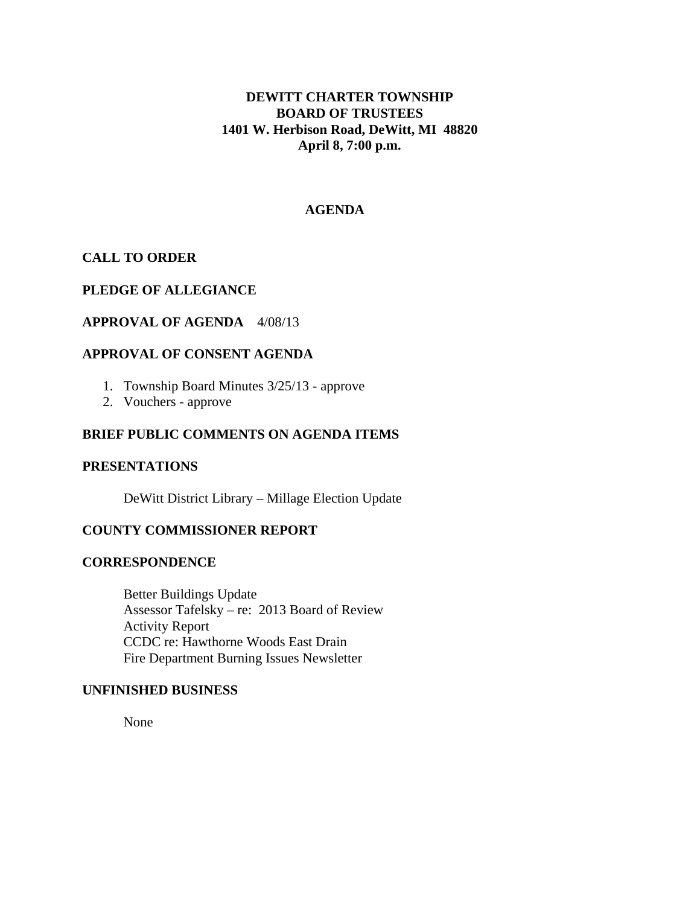# DEWITT CHARTER TOWNSHIP
# BOARD OF TRUSTEES
# 1401 W. Herbison Road, DeWitt, MI 48820
# April 8, 7:00 p.m.

## AGENDA

**CALL TO ORDER**

**PLEDGE OF ALLEGIANCE**

**APPROVAL OF AGENDA** 4/08/13

**APPROVAL OF CONSENT AGENDA**

1. Township Board Minutes 3/25/13 - approve
2. Vouchers - approve

**BRIEF PUBLIC COMMENTS ON AGENDA ITEMS**

**PRESENTATIONS**

DeWitt District Library – Millage Election Update

**COUNTY COMMISSIONER REPORT**

**CORRESPONDENCE**

Better Buildings Update
Assessor Tafelsky – re: 2013 Board of Review
Activity Report
CCDC re: Hawthorne Woods East Drain
Fire Department Burning Issues Newsletter

**UNFINISHED BUSINESS**

None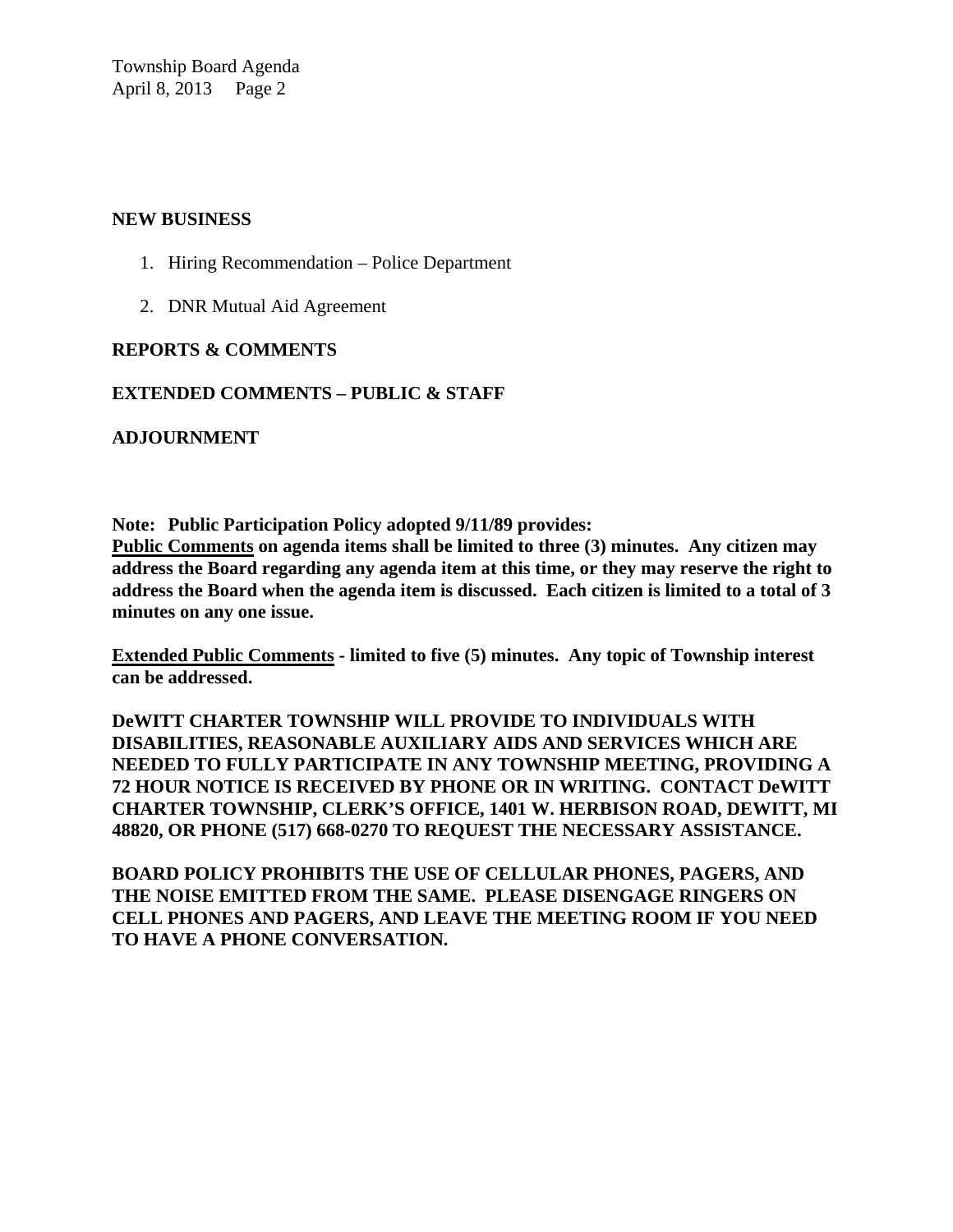**NEW BUSINESS**

1. Hiring Recommendation – Police Department

2. DNR Mutual Aid Agreement

**REPORTS & COMMENTS**

**EXTENDED COMMENTS – PUBLIC & STAFF**

**ADJOURNMENT**

**Note: Public Participation Policy adopted 9/11/89 provides:**
**<u>Public Comments</u> on agenda items shall be limited to three (3) minutes. Any citizen may address the Board regarding any agenda item at this time, or they may reserve the right to address the Board when the agenda item is discussed. Each citizen is limited to a total of 3 minutes on any one issue.**

**<u>Extended Public Comments</u> - limited to five (5) minutes. Any topic of Township interest can be addressed.**

**DeWITT CHARTER TOWNSHIP WILL PROVIDE TO INDIVIDUALS WITH DISABILITIES, REASONABLE AUXILIARY AIDS AND SERVICES WHICH ARE NEEDED TO FULLY PARTICIPATE IN ANY TOWNSHIP MEETING, PROVIDING A 72 HOUR NOTICE IS RECEIVED BY PHONE OR IN WRITING. CONTACT DeWITT CHARTER TOWNSHIP, CLERK'S OFFICE, 1401 W. HERBISON ROAD, DEWITT, MI 48820, OR PHONE (517) 668-0270 TO REQUEST THE NECESSARY ASSISTANCE.**

**BOARD POLICY PROHIBITS THE USE OF CELLULAR PHONES, PAGERS, AND THE NOISE EMITTED FROM THE SAME. PLEASE DISENGAGE RINGERS ON CELL PHONES AND PAGERS, AND LEAVE THE MEETING ROOM IF YOU NEED TO HAVE A PHONE CONVERSATION.**